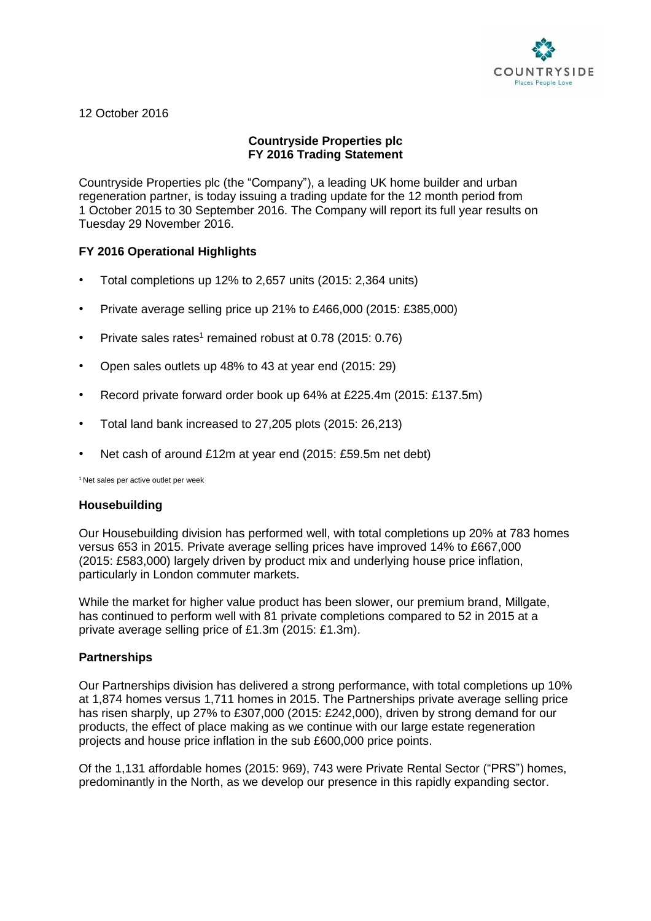12 October 2016

**Countryside Properties plc**
**FY 2016 Trading Statement**

Countryside Properties plc (the "Company"), a leading UK home builder and urban regeneration partner, is today issuing a trading update for the 12 month period from 1 October 2015 to 30 September 2016. The Company will report its full year results on Tuesday 29 November 2016.

## FY 2016 Operational Highlights

- Total completions up 12% to 2,657 units (2015: 2,364 units)
- Private average selling price up 21% to £466,000 (2015: £385,000)
- Private sales rates[1] remained robust at 0.78 (2015: 0.76)
- Open sales outlets up 48% to 43 at year end (2015: 29)
- Record private forward order book up 64% at £225.4m (2015: £137.5m)
- Total land bank increased to 27,205 plots (2015: 26,213)
- Net cash of around £12m at year end (2015: £59.5m net debt)

[1] Net sales per active outlet per week

## Housebuilding

Our Housebuilding division has performed well, with total completions up 20% at 783 homes versus 653 in 2015. Private average selling prices have improved 14% to £667,000 (2015: £583,000) largely driven by product mix and underlying house price inflation, particularly in London commuter markets.

While the market for higher value product has been slower, our premium brand, Millgate, has continued to perform well with 81 private completions compared to 52 in 2015 at a private average selling price of £1.3m (2015: £1.3m).

## Partnerships

Our Partnerships division has delivered a strong performance, with total completions up 10% at 1,874 homes versus 1,711 homes in 2015. The Partnerships private average selling price has risen sharply, up 27% to £307,000 (2015: £242,000), driven by strong demand for our products, the effect of place making as we continue with our large estate regeneration projects and house price inflation in the sub £600,000 price points.

Of the 1,131 affordable homes (2015: 969), 743 were Private Rental Sector ("PRS") homes, predominantly in the North, as we develop our presence in this rapidly expanding sector.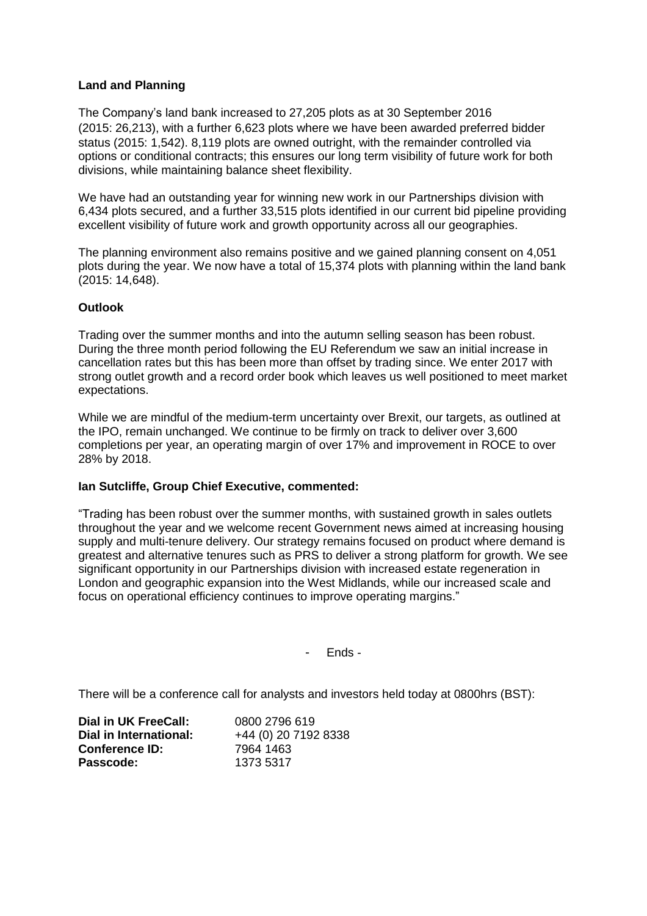**Land and Planning**

The Company's land bank increased to 27,205 plots as at 30 September 2016 (2015: 26,213), with a further 6,623 plots where we have been awarded preferred bidder status (2015: 1,542). 8,119 plots are owned outright, with the remainder controlled via options or conditional contracts; this ensures our long term visibility of future work for both divisions, while maintaining balance sheet flexibility.

We have had an outstanding year for winning new work in our Partnerships division with 6,434 plots secured, and a further 33,515 plots identified in our current bid pipeline providing excellent visibility of future work and growth opportunity across all our geographies.

The planning environment also remains positive and we gained planning consent on 4,051 plots during the year. We now have a total of 15,374 plots with planning within the land bank (2015: 14,648).

**Outlook**

Trading over the summer months and into the autumn selling season has been robust. During the three month period following the EU Referendum we saw an initial increase in cancellation rates but this has been more than offset by trading since. We enter 2017 with strong outlet growth and a record order book which leaves us well positioned to meet market expectations.

While we are mindful of the medium-term uncertainty over Brexit, our targets, as outlined at the IPO, remain unchanged. We continue to be firmly on track to deliver over 3,600 completions per year, an operating margin of over 17% and improvement in ROCE to over 28% by 2018.

**Ian Sutcliffe, Group Chief Executive, commented:**

"Trading has been robust over the summer months, with sustained growth in sales outlets throughout the year and we welcome recent Government news aimed at increasing housing supply and multi-tenure delivery. Our strategy remains focused on product where demand is greatest and alternative tenures such as PRS to deliver a strong platform for growth. We see significant opportunity in our Partnerships division with increased estate regeneration in London and geographic expansion into the West Midlands, while our increased scale and focus on operational efficiency continues to improve operating margins."

\- Ends -

There will be a conference call for analysts and investors held today at 0800hrs (BST):

| | |
|---|---|
| **Dial in UK FreeCall:** | 0800 2796 619 |
| **Dial in International:** | +44 (0) 20 7192 8338 |
| **Conference ID:** | 7964 1463 |
| **Passcode:** | 1373 5317 |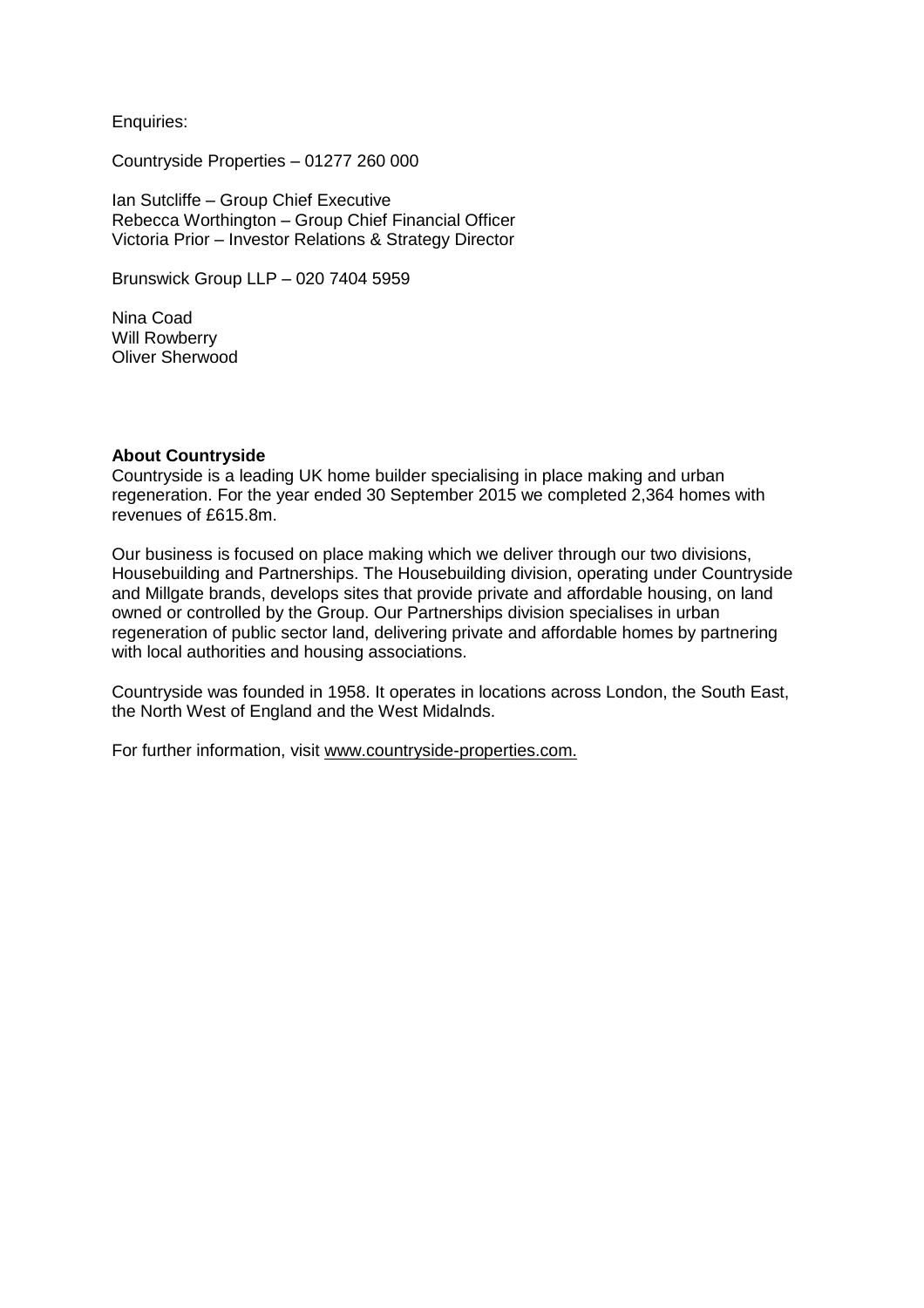Enquiries:

Countryside Properties – 01277 260 000

Ian Sutcliffe – Group Chief Executive
Rebecca Worthington – Group Chief Financial Officer
Victoria Prior – Investor Relations & Strategy Director

Brunswick Group LLP – 020 7404 5959

Nina Coad
Will Rowberry
Oliver Sherwood

**About Countryside**
Countryside is a leading UK home builder specialising in place making and urban regeneration. For the year ended 30 September 2015 we completed 2,364 homes with revenues of £615.8m.

Our business is focused on place making which we deliver through our two divisions, Housebuilding and Partnerships. The Housebuilding division, operating under Countryside and Millgate brands, develops sites that provide private and affordable housing, on land owned or controlled by the Group. Our Partnerships division specialises in urban regeneration of public sector land, delivering private and affordable homes by partnering with local authorities and housing associations.

Countryside was founded in 1958. It operates in locations across London, the South East, the North West of England and the West Midalnds.

For further information, visit www.countryside-properties.com.